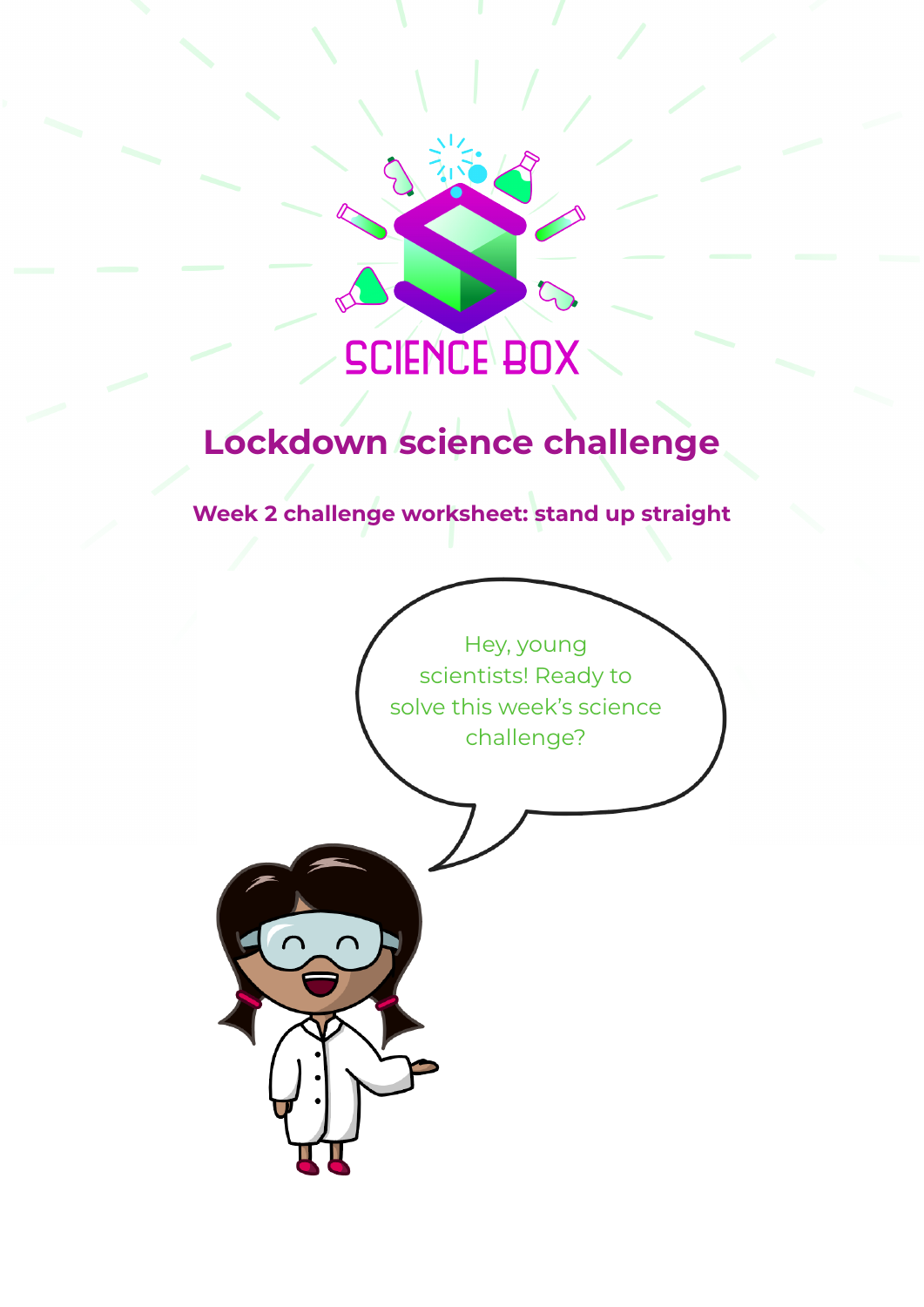SCIENCE BOX

# Lockdown science challenge

## Week 2 challenge worksheet: stand up straight

Hey, young scientists! Ready to solve this week's science challenge?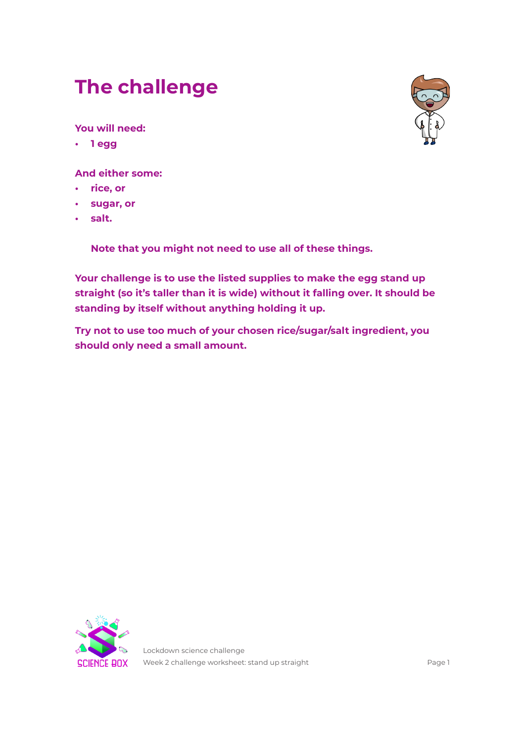# The challenge

**You will need:**

- **1 egg**

**And either some:**

- **rice, or**
- **sugar, or**
- **salt.**

**Note that you might not need to use all of these things.**

**Your challenge is to use the listed supplies to make the egg stand up straight (so it's taller than it is wide) without it falling over. It should be standing by itself without anything holding it up.**

**Try not to use too much of your chosen rice/sugar/salt ingredient, you should only need a small amount.**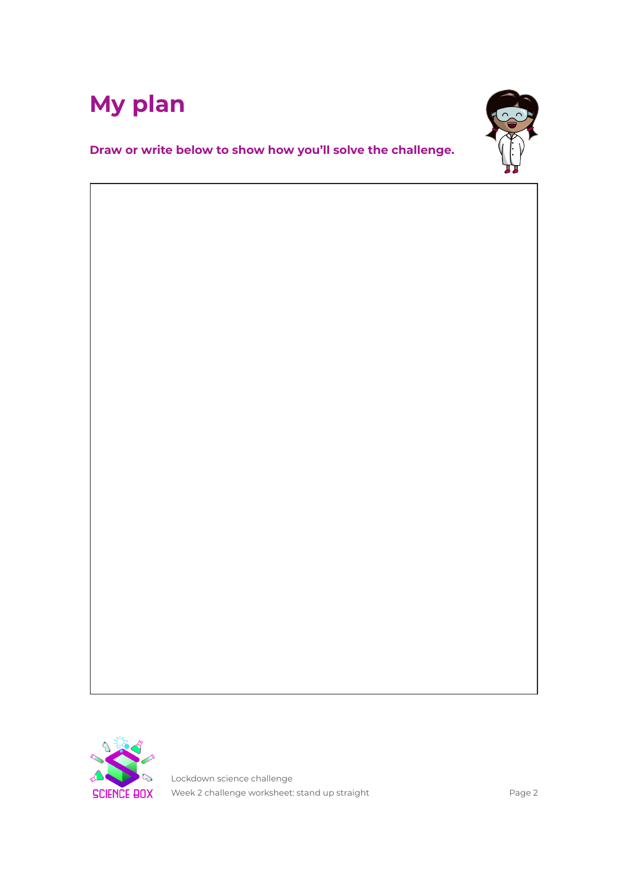# My plan

**Draw or write below to show how you'll solve the challenge.**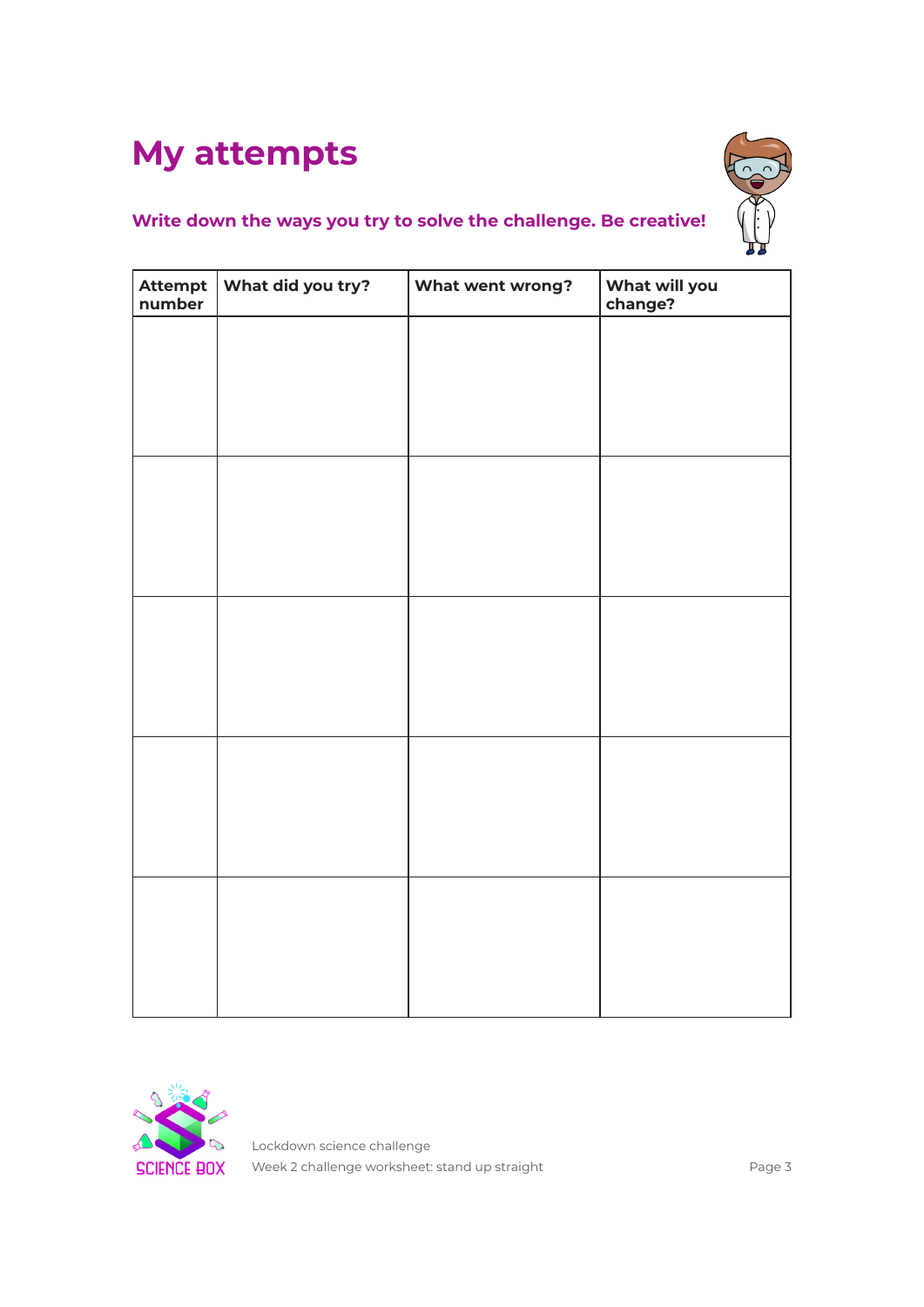# My attempts

**Write down the ways you try to solve the challenge. Be creative!**

| Attempt number | What did you try? | What went wrong? | What will you change? |
|---|---|---|---|
| | | | |
| | | | |
| | | | |
| | | | |
| | | | |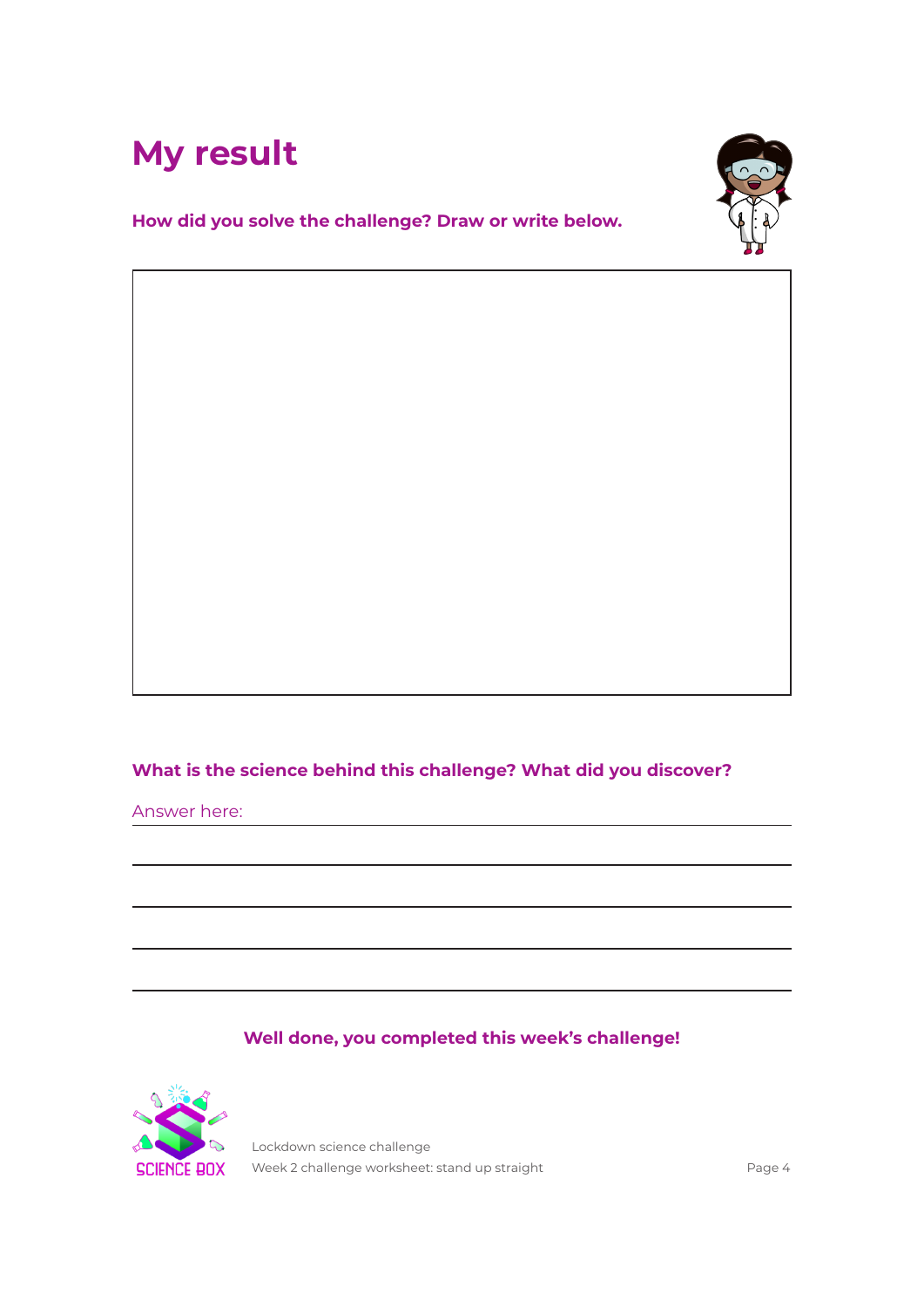# My result

**How did you solve the challenge? Draw or write below.**

**What is the science behind this challenge? What did you discover?**

Answer here:

**Well done, you completed this week's challenge!**